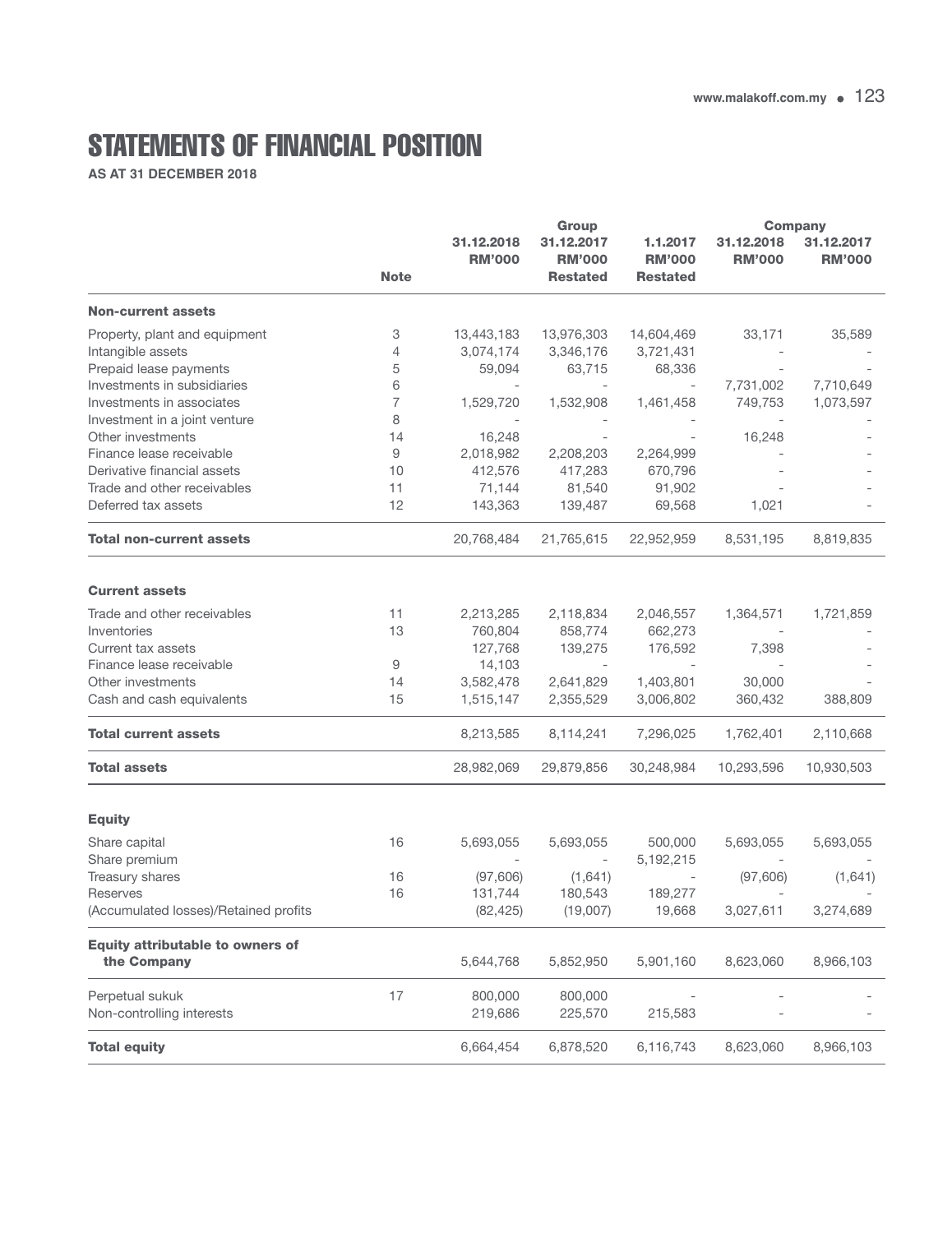# STATEMENTS OF FINANCIAL POSITION

**AS AT 31 DECEMBER 2018**

| | | Group | | | Company | |
|---|---|---|---|---|---|---|
| | Note | 31.12.2018 RM'000 | 31.12.2017 RM'000 Restated | 1.1.2017 RM'000 Restated | 31.12.2018 RM'000 | 31.12.2017 RM'000 |
| **Non-current assets** | | | | | | |
| Property, plant and equipment | 3 | 13,443,183 | 13,976,303 | 14,604,469 | 33,171 | 35,589 |
| Intangible assets | 4 | 3,074,174 | 3,346,176 | 3,721,431 | - | - |
| Prepaid lease payments | 5 | 59,094 | 63,715 | 68,336 | - | - |
| Investments in subsidiaries | 6 | - | - | - | 7,731,002 | 7,710,649 |
| Investments in associates | 7 | 1,529,720 | 1,532,908 | 1,461,458 | 749,753 | 1,073,597 |
| Investment in a joint venture | 8 | - | - | - | - | - |
| Other investments | 14 | 16,248 | - | - | 16,248 | - |
| Finance lease receivable | 9 | 2,018,982 | 2,208,203 | 2,264,999 | - | - |
| Derivative financial assets | 10 | 412,576 | 417,283 | 670,796 | - | - |
| Trade and other receivables | 11 | 71,144 | 81,540 | 91,902 | - | - |
| Deferred tax assets | 12 | 143,363 | 139,487 | 69,568 | 1,021 | - |
| **Total non-current assets** | | 20,768,484 | 21,765,615 | 22,952,959 | 8,531,195 | 8,819,835 |
| **Current assets** | | | | | | |
| Trade and other receivables | 11 | 2,213,285 | 2,118,834 | 2,046,557 | 1,364,571 | 1,721,859 |
| Inventories | 13 | 760,804 | 858,774 | 662,273 | - | - |
| Current tax assets | | 127,768 | 139,275 | 176,592 | 7,398 | - |
| Finance lease receivable | 9 | 14,103 | - | - | - | - |
| Other investments | 14 | 3,582,478 | 2,641,829 | 1,403,801 | 30,000 | - |
| Cash and cash equivalents | 15 | 1,515,147 | 2,355,529 | 3,006,802 | 360,432 | 388,809 |
| **Total current assets** | | 8,213,585 | 8,114,241 | 7,296,025 | 1,762,401 | 2,110,668 |
| **Total assets** | | 28,982,069 | 29,879,856 | 30,248,984 | 10,293,596 | 10,930,503 |
| **Equity** | | | | | | |
| Share capital | 16 | 5,693,055 | 5,693,055 | 500,000 | 5,693,055 | 5,693,055 |
| Share premium | | - | - | 5,192,215 | - | - |
| Treasury shares | 16 | (97,606) | (1,641) | - | (97,606) | (1,641) |
| Reserves | 16 | 131,744 | 180,543 | 189,277 | - | - |
| (Accumulated losses)/Retained profits | | (82,425) | (19,007) | 19,668 | 3,027,611 | 3,274,689 |
| **Equity attributable to owners of the Company** | | 5,644,768 | 5,852,950 | 5,901,160 | 8,623,060 | 8,966,103 |
| Perpetual sukuk | 17 | 800,000 | 800,000 | - | - | - |
| Non-controlling interests | | 219,686 | 225,570 | 215,583 | - | - |
| **Total equity** | | 6,664,454 | 6,878,520 | 6,116,743 | 8,623,060 | 8,966,103 |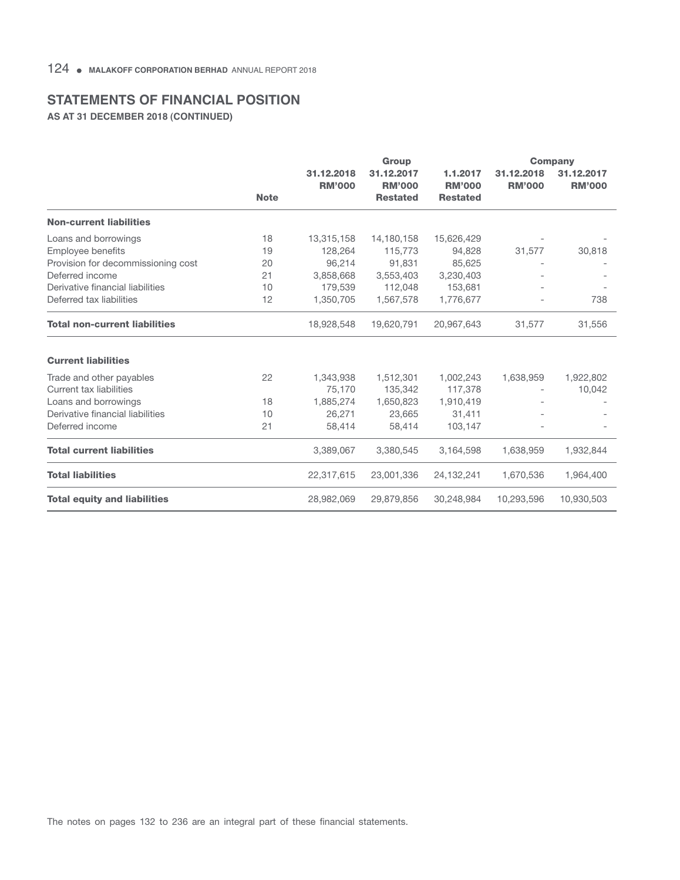## STATEMENTS OF FINANCIAL POSITION

**AS AT 31 DECEMBER 2018 (CONTINUED)**

| | | Group | | | Company | |
|---|---|---|---|---|---|---|
| | Note | 31.12.2018 RM'000 | 31.12.2017 RM'000 Restated | 1.1.2017 RM'000 Restated | 31.12.2018 RM'000 | 31.12.2017 RM'000 |
| **Non-current liabilities** | | | | | | |
| Loans and borrowings | 18 | 13,315,158 | 14,180,158 | 15,626,429 | - | - |
| Employee benefits | 19 | 128,264 | 115,773 | 94,828 | 31,577 | 30,818 |
| Provision for decommissioning cost | 20 | 96,214 | 91,831 | 85,625 | - | - |
| Deferred income | 21 | 3,858,668 | 3,553,403 | 3,230,403 | - | - |
| Derivative financial liabilities | 10 | 179,539 | 112,048 | 153,681 | - | - |
| Deferred tax liabilities | 12 | 1,350,705 | 1,567,578 | 1,776,677 | - | 738 |
| **Total non-current liabilities** | | 18,928,548 | 19,620,791 | 20,967,643 | 31,577 | 31,556 |
| **Current liabilities** | | | | | | |
| Trade and other payables | 22 | 1,343,938 | 1,512,301 | 1,002,243 | 1,638,959 | 1,922,802 |
| Current tax liabilities | | 75,170 | 135,342 | 117,378 | - | 10,042 |
| Loans and borrowings | 18 | 1,885,274 | 1,650,823 | 1,910,419 | - | - |
| Derivative financial liabilities | 10 | 26,271 | 23,665 | 31,411 | - | - |
| Deferred income | 21 | 58,414 | 58,414 | 103,147 | - | - |
| **Total current liabilities** | | 3,389,067 | 3,380,545 | 3,164,598 | 1,638,959 | 1,932,844 |
| **Total liabilities** | | 22,317,615 | 23,001,336 | 24,132,241 | 1,670,536 | 1,964,400 |
| **Total equity and liabilities** | | 28,982,069 | 29,879,856 | 30,248,984 | 10,293,596 | 10,930,503 |

The notes on pages 132 to 236 are an integral part of these financial statements.